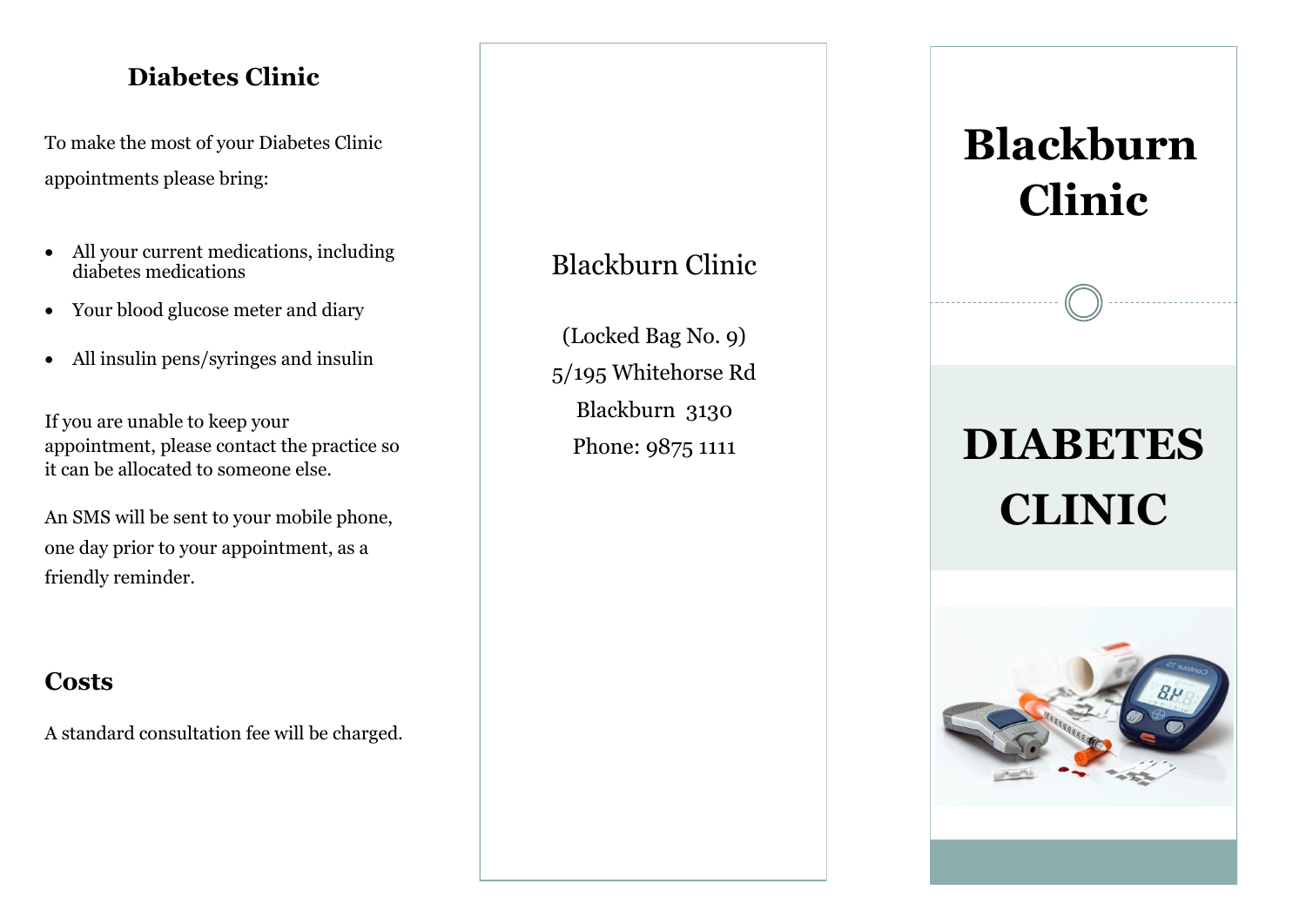## Diabetes Clinic

To make the most of your Diabetes Clinic appointments please bring:

- All your current medications, including diabetes medications
- Your blood glucose meter and diary
- All insulin pens/syringes and insulin

If you are unable to keep your appointment, please contact the practice so it can be allocated to someone else.

An SMS will be sent to your mobile phone, one day prior to your appointment, as a friendly reminder.

## Costs

A standard consultation fee will be charged.

Blackburn Clinic

(Locked Bag No. 9)
5/195 Whitehorse Rd
Blackburn 3130
Phone: 9875 1111

# Blackburn Clinic

# DIABETES CLINIC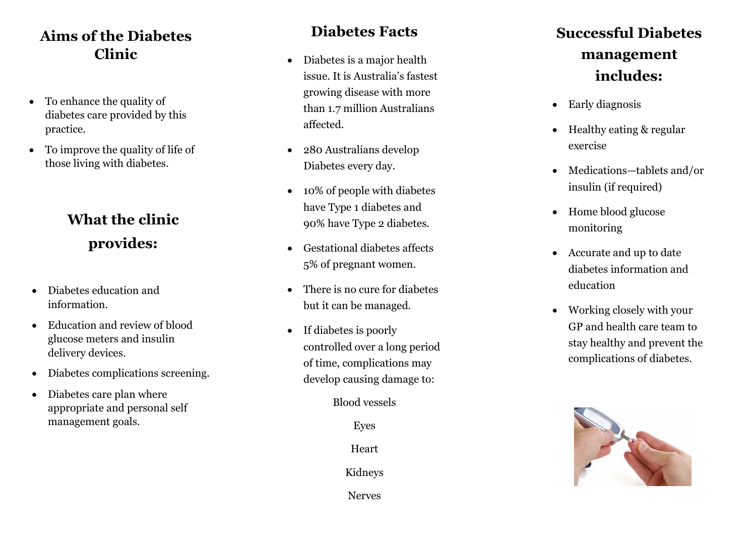## Aims of the Diabetes Clinic

- To enhance the quality of diabetes care provided by this practice.
- To improve the quality of life of those living with diabetes.

## What the clinic provides:

- Diabetes education and information.
- Education and review of blood glucose meters and insulin delivery devices.
- Diabetes complications screening.
- Diabetes care plan where appropriate and personal self management goals.

## Diabetes Facts

- Diabetes is a major health issue. It is Australia's fastest growing disease with more than 1.7 million Australians affected.
- 280 Australians develop Diabetes every day.
- 10% of people with diabetes have Type 1 diabetes and 90% have Type 2 diabetes.
- Gestational diabetes affects 5% of pregnant women.
- There is no cure for diabetes but it can be managed.
- If diabetes is poorly controlled over a long period of time, complications may develop causing damage to:

Blood vessels

Eyes

Heart

Kidneys

Nerves

## Successful Diabetes management includes:

- Early diagnosis
- Healthy eating & regular exercise
- Medications—tablets and/or insulin (if required)
- Home blood glucose monitoring
- Accurate and up to date diabetes information and education
- Working closely with your GP and health care team to stay healthy and prevent the complications of diabetes.